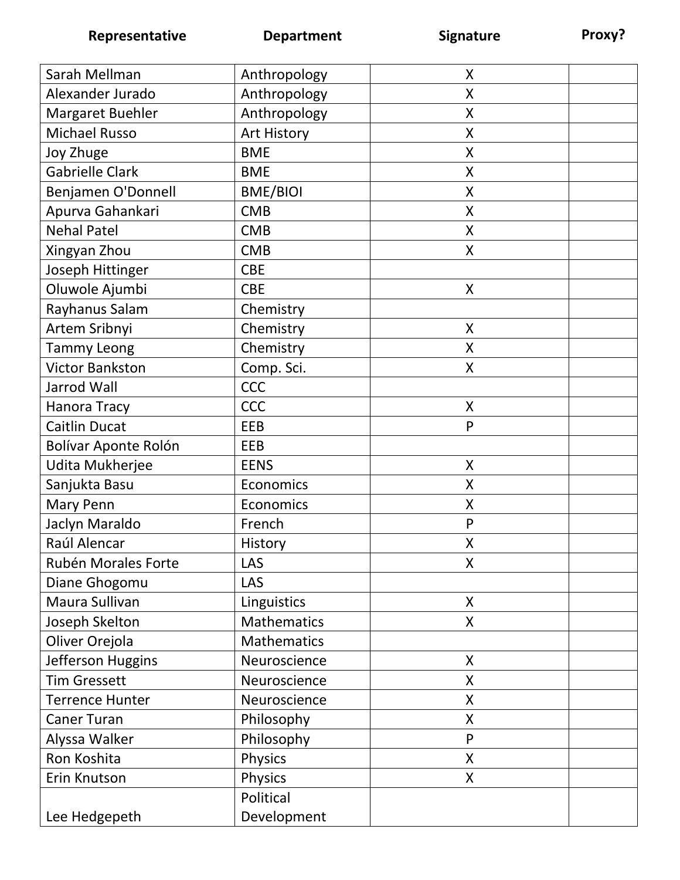| Representative | Department | Signature | Proxy? |
|---|---|---|---|
| Sarah Mellman | Anthropology | X | |
| Alexander Jurado | Anthropology | X | |
| Margaret Buehler | Anthropology | X | |
| Michael Russo | Art History | X | |
| Joy Zhuge | BME | X | |
| Gabrielle Clark | BME | X | |
| Benjamen O'Donnell | BME/BIOI | X | |
| Apurva Gahankari | CMB | X | |
| Nehal Patel | CMB | X | |
| Xingyan Zhou | CMB | X | |
| Joseph Hittinger | CBE | | |
| Oluwole Ajumbi | CBE | X | |
| Rayhanus Salam | Chemistry | | |
| Artem Sribnyi | Chemistry | X | |
| Tammy Leong | Chemistry | X | |
| Victor Bankston | Comp. Sci. | X | |
| Jarrod Wall | CCC | | |
| Hanora Tracy | CCC | X | |
| Caitlin Ducat | EEB | P | |
| Bolívar Aponte Rolón | EEB | | |
| Udita Mukherjee | EENS | X | |
| Sanjukta Basu | Economics | X | |
| Mary Penn | Economics | X | |
| Jaclyn Maraldo | French | P | |
| Raúl Alencar | History | X | |
| Rubén Morales Forte | LAS | X | |
| Diane Ghogomu | LAS | | |
| Maura Sullivan | Linguistics | X | |
| Joseph Skelton | Mathematics | X | |
| Oliver Orejola | Mathematics | | |
| Jefferson Huggins | Neuroscience | X | |
| Tim Gressett | Neuroscience | X | |
| Terrence Hunter | Neuroscience | X | |
| Caner Turan | Philosophy | X | |
| Alyssa Walker | Philosophy | P | |
| Ron Koshita | Physics | X | |
| Erin Knutson | Physics | X | |
| Lee Hedgepeth | Political Development | | |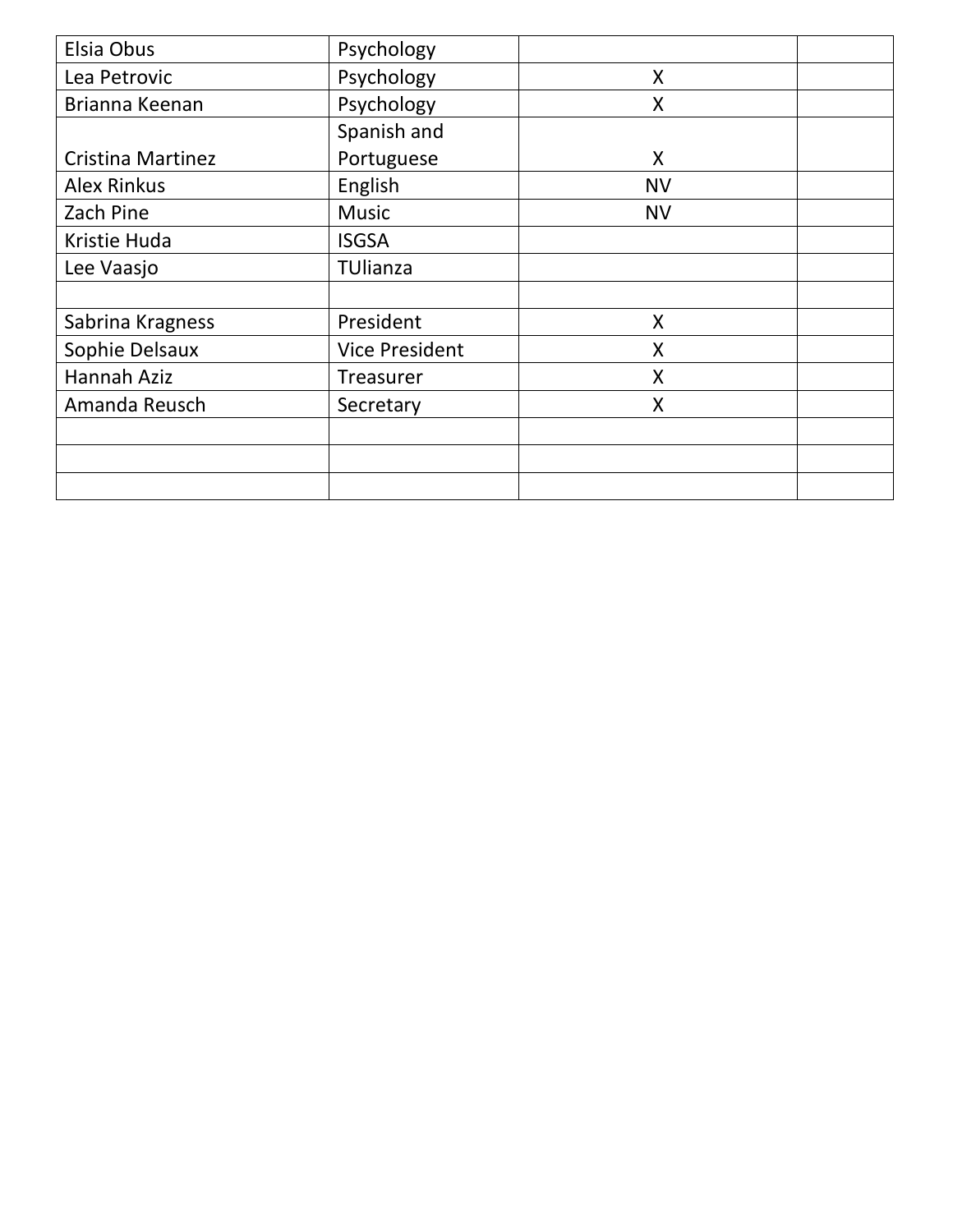| | | | |
|---|---|---|---|
| Elsia Obus | Psychology | | |
| Lea Petrovic | Psychology | X | |
| Brianna Keenan | Psychology | X | |
| Cristina Martinez | Spanish and Portuguese | X | |
| Alex Rinkus | English | NV | |
| Zach Pine | Music | NV | |
| Kristie Huda | ISGSA | | |
| Lee Vaasjo | TUlianza | | |
| | | | |
| Sabrina Kragness | President | X | |
| Sophie Delsaux | Vice President | X | |
| Hannah Aziz | Treasurer | X | |
| Amanda Reusch | Secretary | X | |
| | | | |
| | | | |
| | | | |